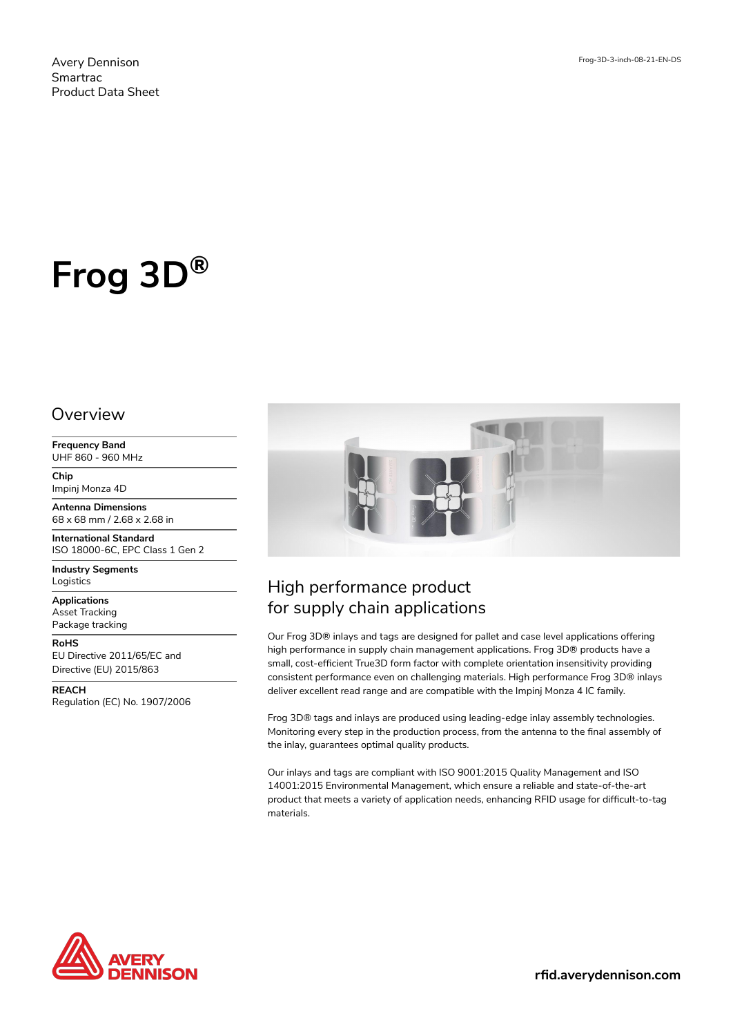Avery Dennison
Smartrac
Product Data Sheet

Frog-3D-3-inch-08-21-EN-DS

# Frog 3D®

## Overview

**Frequency Band**
UHF 860 - 960 MHz

**Chip**
Impinj Monza 4D

**Antenna Dimensions**
68 x 68 mm / 2.68 x 2.68 in

**International Standard**
ISO 18000-6C, EPC Class 1 Gen 2

**Industry Segments**
Logistics

**Applications**
Asset Tracking
Package tracking

**RoHS**
EU Directive 2011/65/EC and
Directive (EU) 2015/863

**REACH**
Regulation (EC) No. 1907/2006

## High performance product for supply chain applications

Our Frog 3D® inlays and tags are designed for pallet and case level applications offering high performance in supply chain management applications. Frog 3D® products have a small, cost-efficient True3D form factor with complete orientation insensitivity providing consistent performance even on challenging materials. High performance Frog 3D® inlays deliver excellent read range and are compatible with the Impinj Monza 4 IC family.

Frog 3D® tags and inlays are produced using leading-edge inlay assembly technologies. Monitoring every step in the production process, from the antenna to the final assembly of the inlay, guarantees optimal quality products.

Our inlays and tags are compliant with ISO 9001:2015 Quality Management and ISO 14001:2015 Environmental Management, which ensure a reliable and state-of-the-art product that meets a variety of application needs, enhancing RFID usage for difficult-to-tag materials.

AVERY DENNISON

rfid.averydennison.com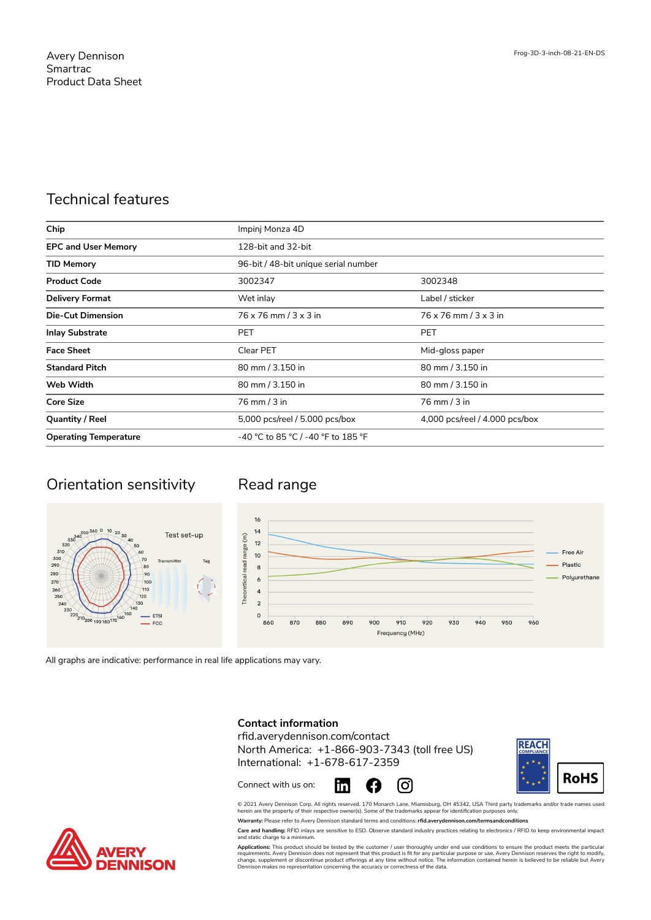Avery Dennison
Smartrac
Product Data Sheet

Frog-3D-3-inch-08-21-EN-DS

## Technical features

| | | |
|---|---|---|
| **Chip** | Impinj Monza 4D | |
| **EPC and User Memory** | 128-bit and 32-bit | |
| **TID Memory** | 96-bit / 48-bit unique serial number | |
| **Product Code** | 3002347 | 3002348 |
| **Delivery Format** | Wet inlay | Label / sticker |
| **Die-Cut Dimension** | 76 x 76 mm / 3 x 3 in | 76 x 76 mm / 3 x 3 in |
| **Inlay Substrate** | PET | PET |
| **Face Sheet** | Clear PET | Mid-gloss paper |
| **Standard Pitch** | 80 mm / 3.150 in | 80 mm / 3.150 in |
| **Web Width** | 80 mm / 3.150 in | 80 mm / 3.150 in |
| **Core Size** | 76 mm / 3 in | 76 mm / 3 in |
| **Quantity / Reel** | 5,000 pcs/reel / 5.000 pcs/box | 4,000 pcs/reel / 4.000 pcs/box |
| **Operating Temperature** | -40 °C to 85 °C / -40 °F to 185 °F | |

## Orientation sensitivity

Test set-up
Transmitter
Tag
360 0 10 20 30 40 50 60 70 80 90 100 110 120 130 140 150 160 170 180 190 200 210 220 230 240 250 260 270 280 290 300 310 320 330 340 350
ETSI
FCC

## Read range

Theoretical read range (m)
0 2 4 6 8 10 12 14 16
Frequency (MHz)
860 870 880 890 900 910 920 930 940 950 960
Free Air
Plastic
Polyurethane

All graphs are indicative: performance in real life applications may vary.

**Contact information**
rfid.averydennison.com/contact
North America: +1-866-903-7343 (toll free US)
International: +1-678-617-2359

Connect with us on:

REACH COMPLIANCE
RoHS

© 2021 Avery Dennison Corp. All rights reserved. 170 Monarch Lane, Miamisburg, OH 45342, USA Third party trademarks and/or trade names used herein are the property of their respective owner(s). Some of the trademarks appear for identification purposes only.

**Warranty:** Please refer to Avery Dennison standard terms and conditions: **rfid.averydennison.com/termsandconditions**

**Care and handling:** RFID inlays are sensitive to ESD. Observe standard industry practices relating to electronics / RFID to keep environmental impact and static charge to a minimum.

**Applications:** This product should be tested by the customer / user thoroughly under end use conditions to ensure the product meets the particular requirements. Avery Dennison does not represent that this product is fit for any particular purpose or use. Avery Dennison reserves the right to modify, change, supplement or discontinue product offerings at any time without notice. The information contained herein is believed to be reliable but Avery Dennison makes no representation concerning the accuracy or correctness of the data.

AVERY DENNISON